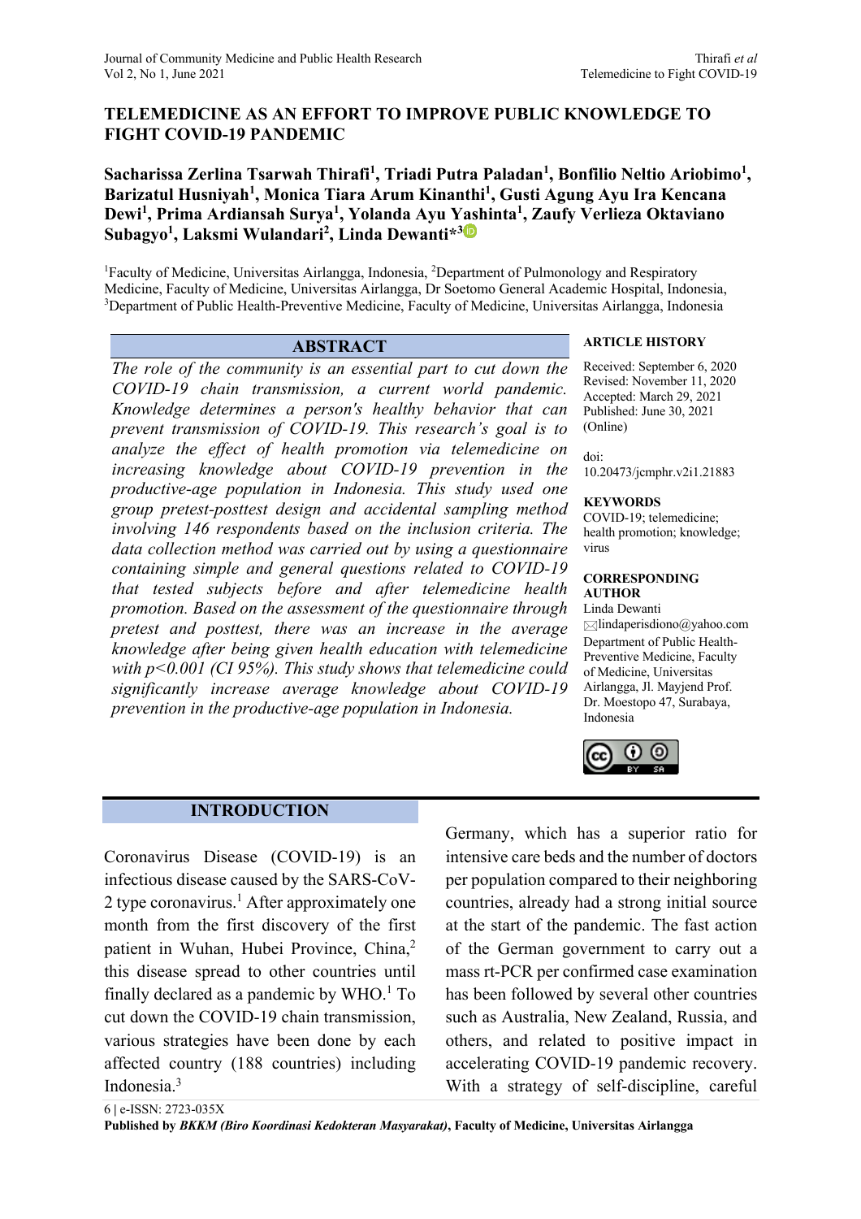# TELEMEDICINE AS AN EFFORT TO IMPROVE PUBLIC KNOWLEDGE TO FIGHT COVID-19 PANDEMIC

**Sacharissa Zerlina Tsarwah Thirafi[1], Triadi Putra Paladan[1], Bonfilio Neltio Ariobimo[1], Barizatul Husniyah[1], Monica Tiara Arum Kinanthi[1], Gusti Agung Ayu Ira Kencana Dewi[1], Prima Ardiansah Surya[1], Yolanda Ayu Yashinta[1], Zaufy Verlieza Oktaviano Subagyo[1], Laksmi Wulandari[2], Linda Dewanti*[3]**

[1]Faculty of Medicine, Universitas Airlangga, Indonesia, [2]Department of Pulmonology and Respiratory Medicine, Faculty of Medicine, Universitas Airlangga, Dr Soetomo General Academic Hospital, Indonesia, [3]Department of Public Health-Preventive Medicine, Faculty of Medicine, Universitas Airlangga, Indonesia

## ABSTRACT

*The role of the community is an essential part to cut down the COVID-19 chain transmission, a current world pandemic. Knowledge determines a person's healthy behavior that can prevent transmission of COVID-19. This research's goal is to analyze the effect of health promotion via telemedicine on increasing knowledge about COVID-19 prevention in the productive-age population in Indonesia. This study used one group pretest-posttest design and accidental sampling method involving 146 respondents based on the inclusion criteria. The data collection method was carried out by using a questionnaire containing simple and general questions related to COVID-19 that tested subjects before and after telemedicine health promotion. Based on the assessment of the questionnaire through pretest and posttest, there was an increase in the average knowledge after being given health education with telemedicine with $p<0.001$ (CI 95%). This study shows that telemedicine could significantly increase average knowledge about COVID-19 prevention in the productive-age population in Indonesia.*

**ARTICLE HISTORY**

Received: September 6, 2020
Revised: November 11, 2020
Accepted: March 29, 2021
Published: June 30, 2021 (Online)

doi: 10.20473/jcmphr.v2i1.21883

**KEYWORDS**

COVID-19; telemedicine; health promotion; knowledge; virus

**CORRESPONDING AUTHOR**

Linda Dewanti
lindaperisdiono@yahoo.com
Department of Public Health-Preventive Medicine, Faculty of Medicine, Universitas Airlangga, Jl. Mayjend Prof. Dr. Moestopo 47, Surabaya, Indonesia

## INTRODUCTION

Coronavirus Disease (COVID-19) is an infectious disease caused by the SARS-CoV-2 type coronavirus.[1] After approximately one month from the first discovery of the first patient in Wuhan, Hubei Province, China,[2] this disease spread to other countries until finally declared as a pandemic by WHO.[1] To cut down the COVID-19 chain transmission, various strategies have been done by each affected country (188 countries) including Indonesia.[3]

Germany, which has a superior ratio for intensive care beds and the number of doctors per population compared to their neighboring countries, already had a strong initial source at the start of the pandemic. The fast action of the German government to carry out a mass rt-PCR per confirmed case examination has been followed by several other countries such as Australia, New Zealand, Russia, and others, and related to positive impact in accelerating COVID-19 pandemic recovery. With a strategy of self-discipline, careful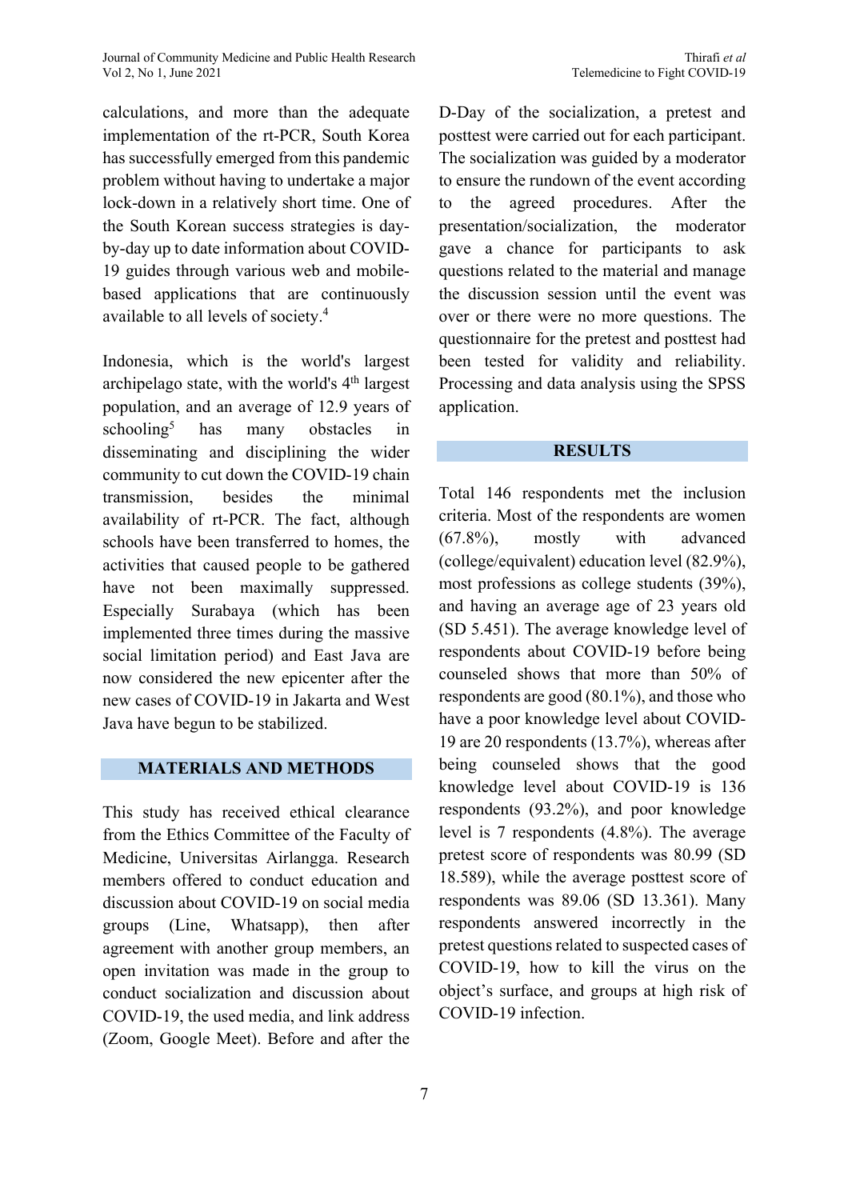calculations, and more than the adequate implementation of the rt-PCR, South Korea has successfully emerged from this pandemic problem without having to undertake a major lock-down in a relatively short time. One of the South Korean success strategies is day-by-day up to date information about COVID-19 guides through various web and mobile-based applications that are continuously available to all levels of society.[4]

Indonesia, which is the world's largest archipelago state, with the world's 4th largest population, and an average of 12.9 years of schooling[5] has many obstacles in disseminating and disciplining the wider community to cut down the COVID-19 chain transmission, besides the minimal availability of rt-PCR. The fact, although schools have been transferred to homes, the activities that caused people to be gathered have not been maximally suppressed. Especially Surabaya (which has been implemented three times during the massive social limitation period) and East Java are now considered the new epicenter after the new cases of COVID-19 in Jakarta and West Java have begun to be stabilized.

## MATERIALS AND METHODS

This study has received ethical clearance from the Ethics Committee of the Faculty of Medicine, Universitas Airlangga. Research members offered to conduct education and discussion about COVID-19 on social media groups (Line, Whatsapp), then after agreement with another group members, an open invitation was made in the group to conduct socialization and discussion about COVID-19, the used media, and link address (Zoom, Google Meet). Before and after the D-Day of the socialization, a pretest and posttest were carried out for each participant. The socialization was guided by a moderator to ensure the rundown of the event according to the agreed procedures. After the presentation/socialization, the moderator gave a chance for participants to ask questions related to the material and manage the discussion session until the event was over or there were no more questions. The questionnaire for the pretest and posttest had been tested for validity and reliability. Processing and data analysis using the SPSS application.

## RESULTS

Total 146 respondents met the inclusion criteria. Most of the respondents are women (67.8%), mostly with advanced (college/equivalent) education level (82.9%), most professions as college students (39%), and having an average age of 23 years old (SD 5.451). The average knowledge level of respondents about COVID-19 before being counseled shows that more than 50% of respondents are good (80.1%), and those who have a poor knowledge level about COVID-19 are 20 respondents (13.7%), whereas after being counseled shows that the good knowledge level about COVID-19 is 136 respondents (93.2%), and poor knowledge level is 7 respondents (4.8%). The average pretest score of respondents was 80.99 (SD 18.589), while the average posttest score of respondents was 89.06 (SD 13.361). Many respondents answered incorrectly in the pretest questions related to suspected cases of COVID-19, how to kill the virus on the object's surface, and groups at high risk of COVID-19 infection.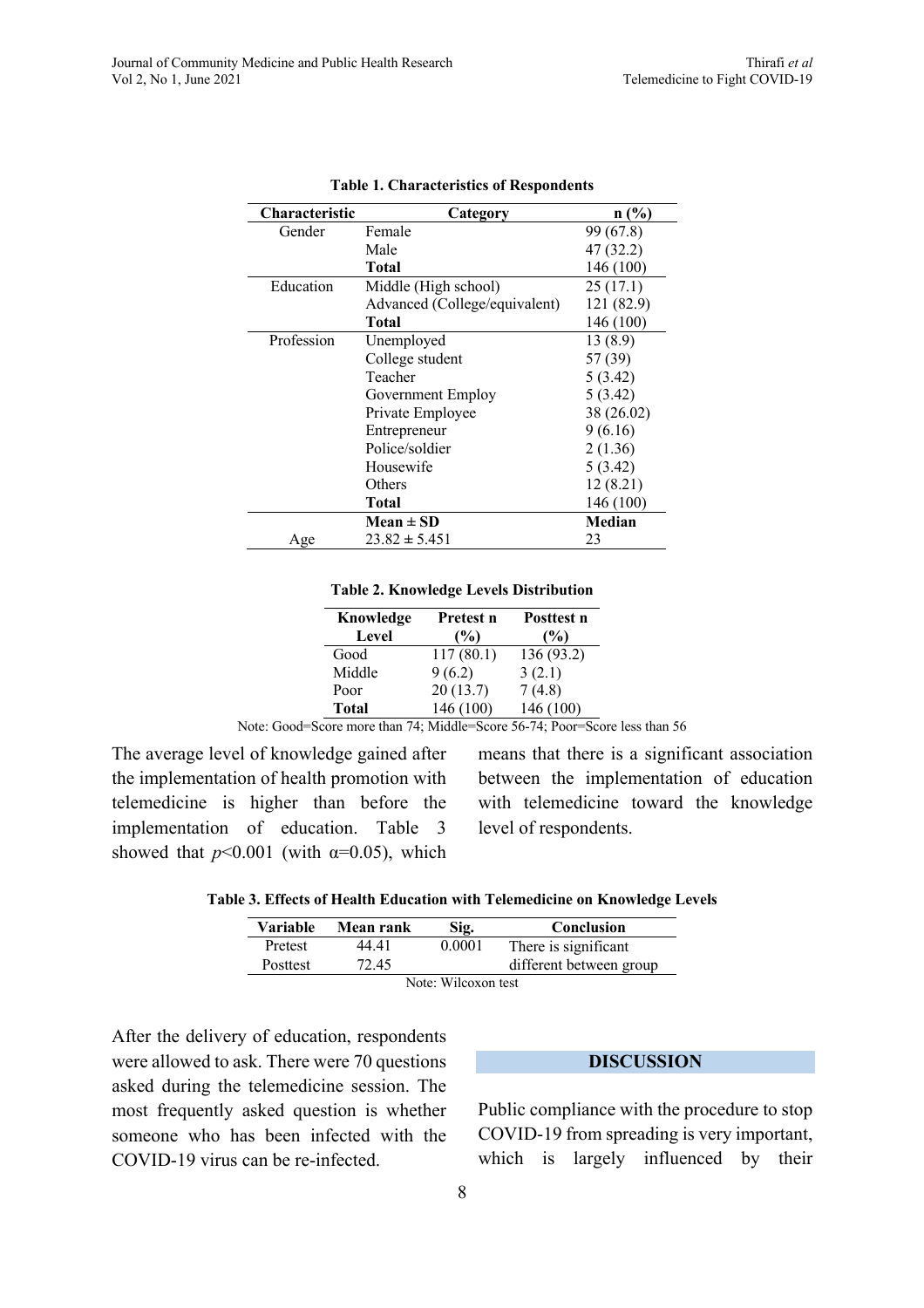**Table 1. Characteristics of Respondents**

| Characteristic | Category | n (%) |
|---|---|---|
| Gender | Female | 99 (67.8) |
| | Male | 47 (32.2) |
| | **Total** | 146 (100) |
| Education | Middle (High school) | 25 (17.1) |
| | Advanced (College/equivalent) | 121 (82.9) |
| | **Total** | 146 (100) |
| Profession | Unemployed | 13 (8.9) |
| | College student | 57 (39) |
| | Teacher | 5 (3.42) |
| | Government Employ | 5 (3.42) |
| | Private Employee | 38 (26.02) |
| | Entrepreneur | 9 (6.16) |
| | Police/soldier | 2 (1.36) |
| | Housewife | 5 (3.42) |
| | Others | 12 (8.21) |
| | **Total** | 146 (100) |
| | **Mean ± SD** | **Median** |
| Age | 23.82 ± 5.451 | 23 |

**Table 2. Knowledge Levels Distribution**

| Knowledge Level | Pretest n (%) | Posttest n (%) |
|---|---|---|
| Good | 117 (80.1) | 136 (93.2) |
| Middle | 9 (6.2) | 3 (2.1) |
| Poor | 20 (13.7) | 7 (4.8) |
| **Total** | 146 (100) | 146 (100) |

Note: Good=Score more than 74; Middle=Score 56-74; Poor=Score less than 56

The average level of knowledge gained after the implementation of health promotion with telemedicine is higher than before the implementation of education. Table 3 showed that $p$<0.001 (with $\alpha$=0.05), which means that there is a significant association between the implementation of education with telemedicine toward the knowledge level of respondents.

**Table 3. Effects of Health Education with Telemedicine on Knowledge Levels**

| Variable | Mean rank | Sig. | Conclusion |
|---|---|---|---|
| Pretest | 44.41 | 0.0001 | There is significant |
| Posttest | 72.45 | | different between group |

Note: Wilcoxon test

After the delivery of education, respondents were allowed to ask. There were 70 questions asked during the telemedicine session. The most frequently asked question is whether someone who has been infected with the COVID-19 virus can be re-infected.

## DISCUSSION

Public compliance with the procedure to stop COVID-19 from spreading is very important, which is largely influenced by their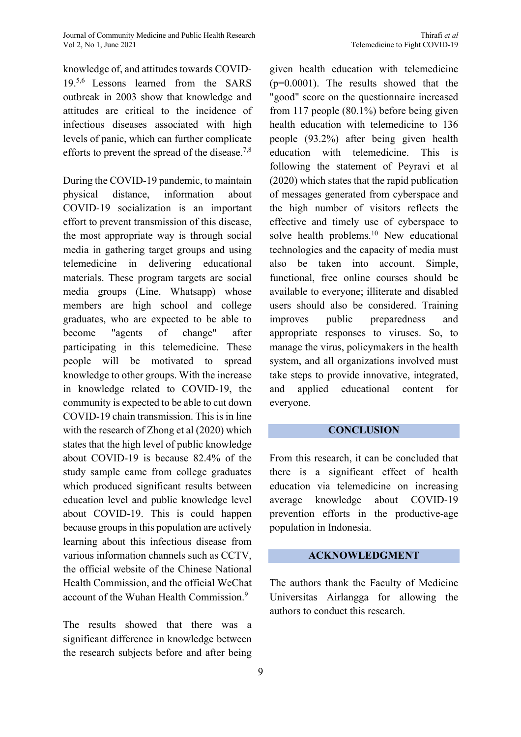knowledge of, and attitudes towards COVID-19.[5,6] Lessons learned from the SARS outbreak in 2003 show that knowledge and attitudes are critical to the incidence of infectious diseases associated with high levels of panic, which can further complicate efforts to prevent the spread of the disease.[7,8]

During the COVID-19 pandemic, to maintain physical distance, information about COVID-19 socialization is an important effort to prevent transmission of this disease, the most appropriate way is through social media in gathering target groups and using telemedicine in delivering educational materials. These program targets are social media groups (Line, Whatsapp) whose members are high school and college graduates, who are expected to be able to become "agents of change" after participating in this telemedicine. These people will be motivated to spread knowledge to other groups. With the increase in knowledge related to COVID-19, the community is expected to be able to cut down COVID-19 chain transmission. This is in line with the research of Zhong et al (2020) which states that the high level of public knowledge about COVID-19 is because 82.4% of the study sample came from college graduates which produced significant results between education level and public knowledge level about COVID-19. This is could happen because groups in this population are actively learning about this infectious disease from various information channels such as CCTV, the official website of the Chinese National Health Commission, and the official WeChat account of the Wuhan Health Commission.[9]

The results showed that there was a significant difference in knowledge between the research subjects before and after being given health education with telemedicine ($p=0.0001$). The results showed that the "good" score on the questionnaire increased from 117 people (80.1%) before being given health education with telemedicine to 136 people (93.2%) after being given health education with telemedicine. This is following the statement of Peyravi et al (2020) which states that the rapid publication of messages generated from cyberspace and the high number of visitors reflects the effective and timely use of cyberspace to solve health problems.[10] New educational technologies and the capacity of media must also be taken into account. Simple, functional, free online courses should be available to everyone; illiterate and disabled users should also be considered. Training improves public preparedness and appropriate responses to viruses. So, to manage the virus, policymakers in the health system, and all organizations involved must take steps to provide innovative, integrated, and applied educational content for everyone.

## CONCLUSION

From this research, it can be concluded that there is a significant effect of health education via telemedicine on increasing average knowledge about COVID-19 prevention efforts in the productive-age population in Indonesia.

## ACKNOWLEDGMENT

The authors thank the Faculty of Medicine Universitas Airlangga for allowing the authors to conduct this research.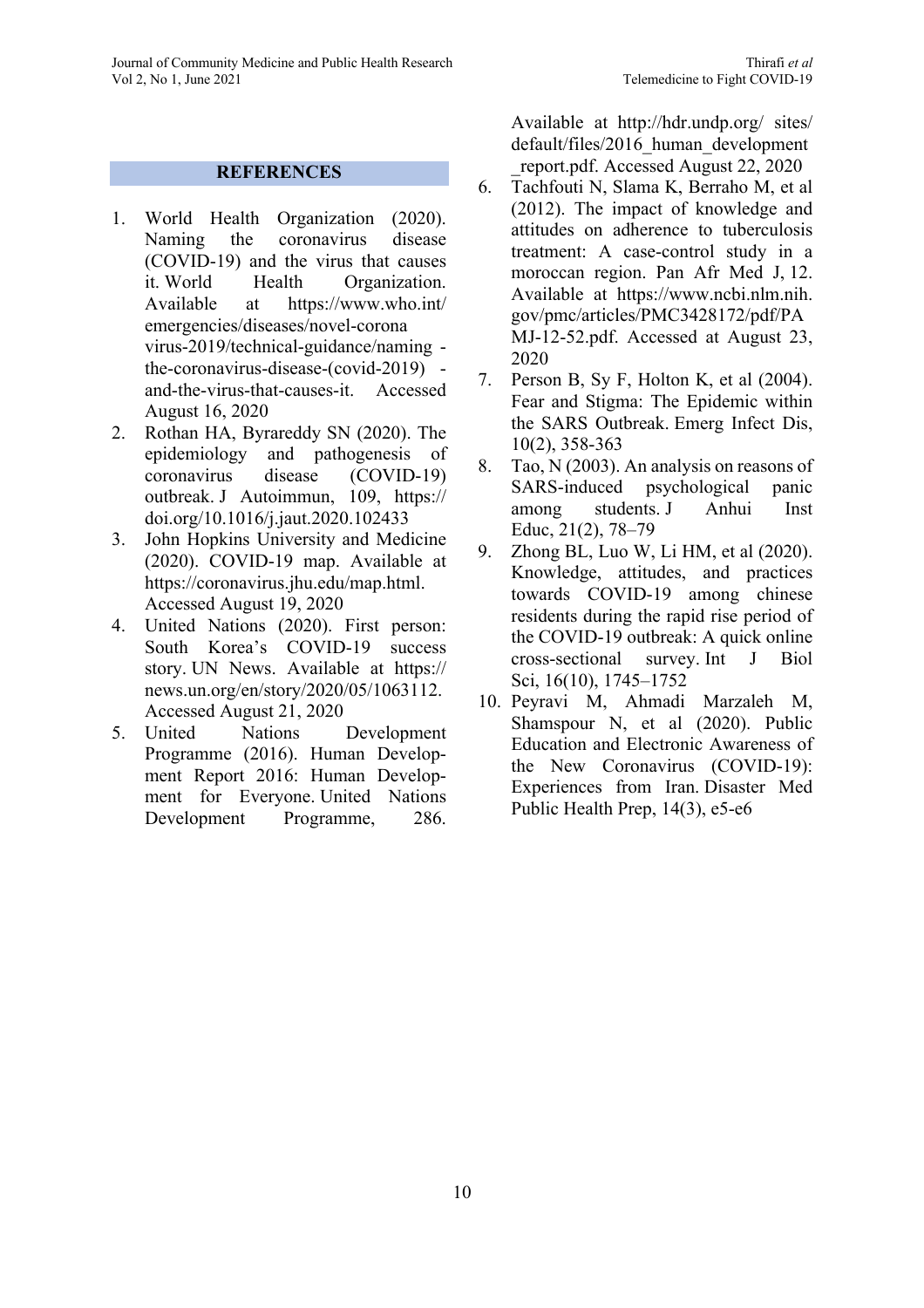## REFERENCES

1. World Health Organization (2020). Naming the coronavirus disease (COVID-19) and the virus that causes it. World Health Organization. Available at https://www.who.int/emergencies/diseases/novel-coronavirus-2019/technical-guidance/naming-the-coronavirus-disease-(covid-2019)-and-the-virus-that-causes-it. Accessed August 16, 2020
2. Rothan HA, Byrareddy SN (2020). The epidemiology and pathogenesis of coronavirus disease (COVID-19) outbreak. J Autoimmun, 109, https://doi.org/10.1016/j.jaut.2020.102433
3. John Hopkins University and Medicine (2020). COVID-19 map. Available at https://coronavirus.jhu.edu/map.html. Accessed August 19, 2020
4. United Nations (2020). First person: South Korea's COVID-19 success story. UN News. Available at https://news.un.org/en/story/2020/05/1063112. Accessed August 21, 2020
5. United Nations Development Programme (2016). Human Development Report 2016: Human Development for Everyone. United Nations Development Programme, 286. Available at http://hdr.undp.org/sites/default/files/2016_human_development_report.pdf. Accessed August 22, 2020
6. Tachfouti N, Slama K, Berraho M, et al (2012). The impact of knowledge and attitudes on adherence to tuberculosis treatment: A case-control study in a moroccan region. Pan Afr Med J, 12. Available at https://www.ncbi.nlm.nih.gov/pmc/articles/PMC3428172/pdf/PAMJ-12-52.pdf. Accessed at August 23, 2020
7. Person B, Sy F, Holton K, et al (2004). Fear and Stigma: The Epidemic within the SARS Outbreak. Emerg Infect Dis, 10(2), 358-363
8. Tao, N (2003). An analysis on reasons of SARS-induced psychological panic among students. J Anhui Inst Educ, 21(2), 78–79
9. Zhong BL, Luo W, Li HM, et al (2020). Knowledge, attitudes, and practices towards COVID-19 among chinese residents during the rapid rise period of the COVID-19 outbreak: A quick online cross-sectional survey. Int J Biol Sci, 16(10), 1745–1752
10. Peyravi M, Ahmadi Marzaleh M, Shamspour N, et al (2020). Public Education and Electronic Awareness of the New Coronavirus (COVID-19): Experiences from Iran. Disaster Med Public Health Prep, 14(3), e5-e6